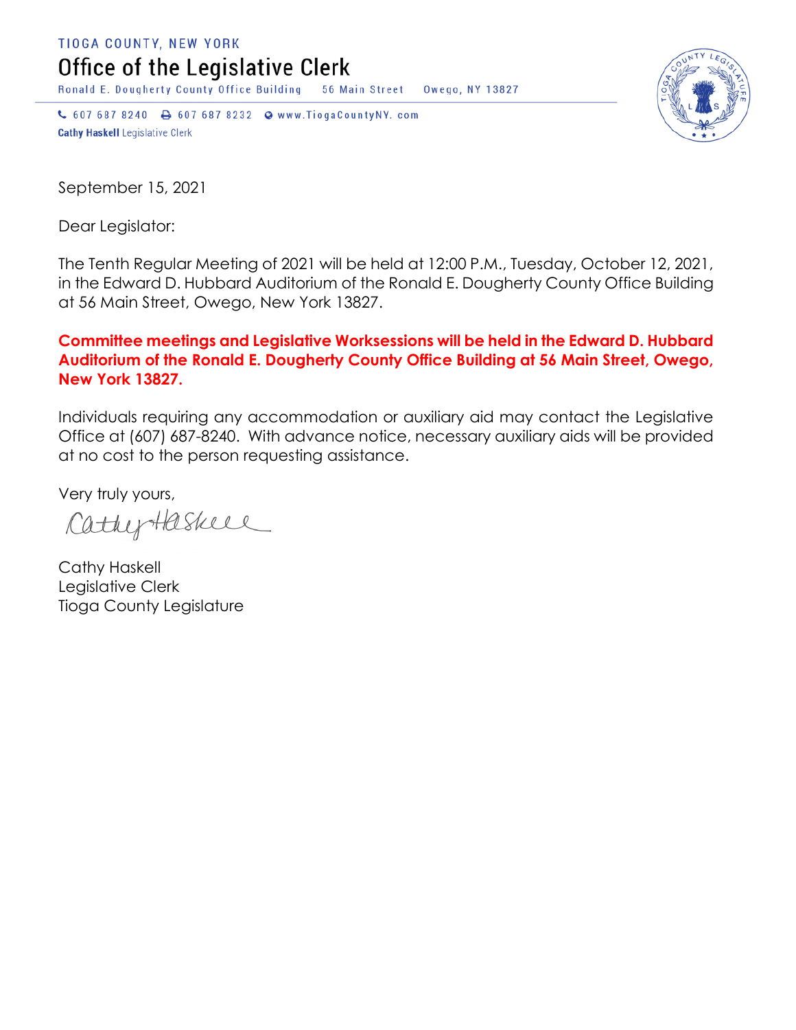TIOGA COUNTY, NEW YORK

# Office of the Legislative Clerk

Ronald E. Dougherty County Office Building    56 Main Street    Owego, NY 13827

607 687 8240    607 687 8232    www.TiogaCountyNY.com

**Cathy Haskell** Legislative Clerk

September 15, 2021

Dear Legislator:

The Tenth Regular Meeting of 2021 will be held at 12:00 P.M., Tuesday, October 12, 2021, in the Edward D. Hubbard Auditorium of the Ronald E. Dougherty County Office Building at 56 Main Street, Owego, New York 13827.

**Committee meetings and Legislative Worksessions will be held in the Edward D. Hubbard Auditorium of the Ronald E. Dougherty County Office Building at 56 Main Street, Owego, New York 13827.**

Individuals requiring any accommodation or auxiliary aid may contact the Legislative Office at (607) 687-8240. With advance notice, necessary auxiliary aids will be provided at no cost to the person requesting assistance.

Very truly yours,

Cathy Haskell

Cathy Haskell
Legislative Clerk
Tioga County Legislature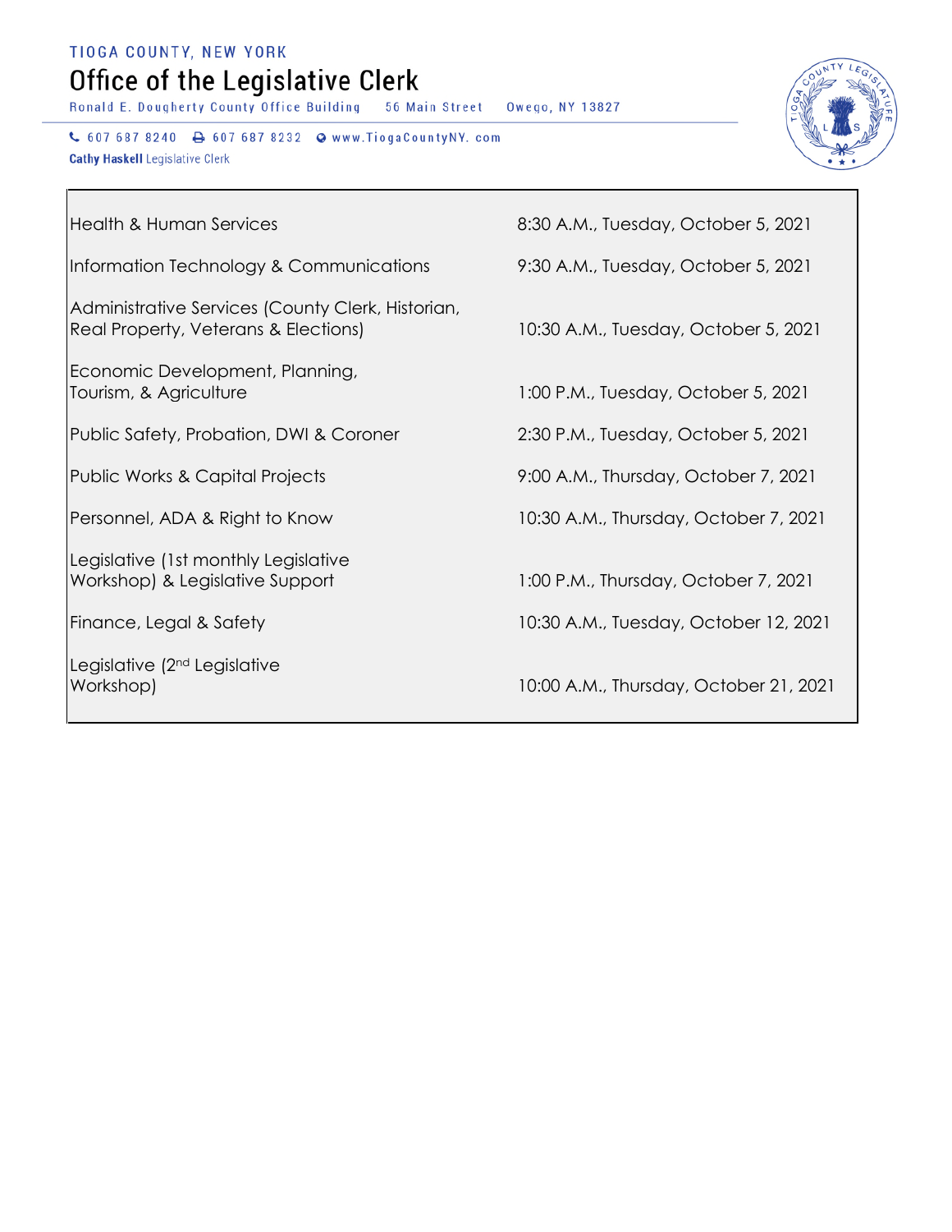TIOGA COUNTY, NEW YORK

# Office of the Legislative Clerk

Ronald E. Dougherty County Office Building 56 Main Street Owego, NY 13827

607 687 8240 607 687 8232 www.TiogaCountyNY. com

**Cathy Haskell** Legislative Clerk

| | |
|---|---|
| Health & Human Services | 8:30 A.M., Tuesday, October 5, 2021 |
| Information Technology & Communications | 9:30 A.M., Tuesday, October 5, 2021 |
| Administrative Services (County Clerk, Historian, Real Property, Veterans & Elections) | 10:30 A.M., Tuesday, October 5, 2021 |
| Economic Development, Planning, Tourism, & Agriculture | 1:00 P.M., Tuesday, October 5, 2021 |
| Public Safety, Probation, DWI & Coroner | 2:30 P.M., Tuesday, October 5, 2021 |
| Public Works & Capital Projects | 9:00 A.M., Thursday, October 7, 2021 |
| Personnel, ADA & Right to Know | 10:30 A.M., Thursday, October 7, 2021 |
| Legislative (1st monthly Legislative Workshop) & Legislative Support | 1:00 P.M., Thursday, October 7, 2021 |
| Finance, Legal & Safety | 10:30 A.M., Tuesday, October 12, 2021 |
| Legislative (2nd Legislative Workshop) | 10:00 A.M., Thursday, October 21, 2021 |